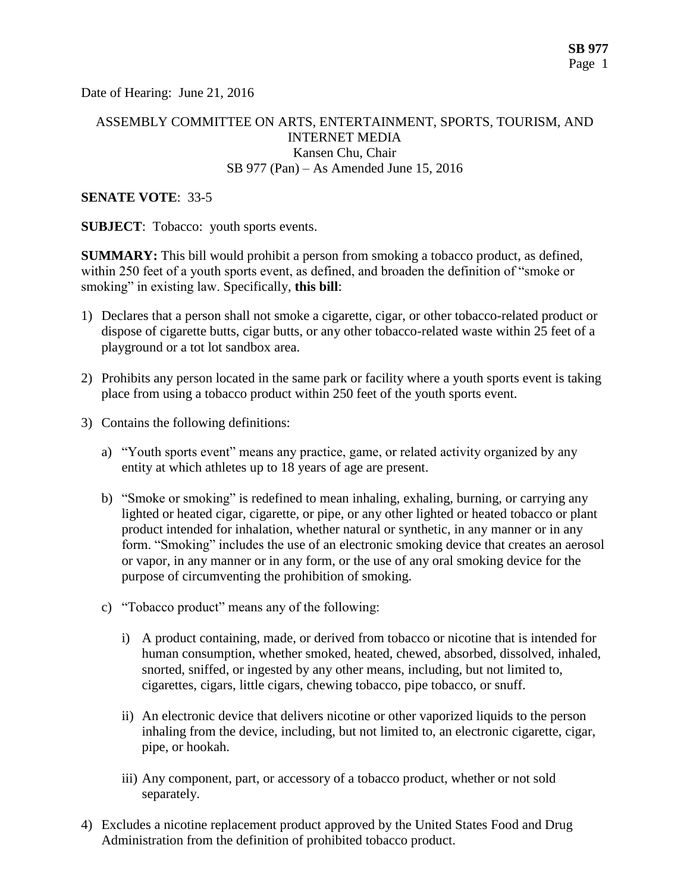Date of Hearing: June 21, 2016

ASSEMBLY COMMITTEE ON ARTS, ENTERTAINMENT, SPORTS, TOURISM, AND INTERNET MEDIA
Kansen Chu, Chair
SB 977 (Pan) – As Amended June 15, 2016

**SENATE VOTE**: 33-5

**SUBJECT**: Tobacco: youth sports events.

**SUMMARY:** This bill would prohibit a person from smoking a tobacco product, as defined, within 250 feet of a youth sports event, as defined, and broaden the definition of "smoke or smoking" in existing law. Specifically, **this bill**:

1) Declares that a person shall not smoke a cigarette, cigar, or other tobacco-related product or dispose of cigarette butts, cigar butts, or any other tobacco-related waste within 25 feet of a playground or a tot lot sandbox area.

2) Prohibits any person located in the same park or facility where a youth sports event is taking place from using a tobacco product within 250 feet of the youth sports event.

3) Contains the following definitions:

   a) "Youth sports event" means any practice, game, or related activity organized by any entity at which athletes up to 18 years of age are present.

   b) "Smoke or smoking" is redefined to mean inhaling, exhaling, burning, or carrying any lighted or heated cigar, cigarette, or pipe, or any other lighted or heated tobacco or plant product intended for inhalation, whether natural or synthetic, in any manner or in any form. "Smoking" includes the use of an electronic smoking device that creates an aerosol or vapor, in any manner or in any form, or the use of any oral smoking device for the purpose of circumventing the prohibition of smoking.

   c) "Tobacco product" means any of the following:

      i) A product containing, made, or derived from tobacco or nicotine that is intended for human consumption, whether smoked, heated, chewed, absorbed, dissolved, inhaled, snorted, sniffed, or ingested by any other means, including, but not limited to, cigarettes, cigars, little cigars, chewing tobacco, pipe tobacco, or snuff.

      ii) An electronic device that delivers nicotine or other vaporized liquids to the person inhaling from the device, including, but not limited to, an electronic cigarette, cigar, pipe, or hookah.

      iii) Any component, part, or accessory of a tobacco product, whether or not sold separately.

4) Excludes a nicotine replacement product approved by the United States Food and Drug Administration from the definition of prohibited tobacco product.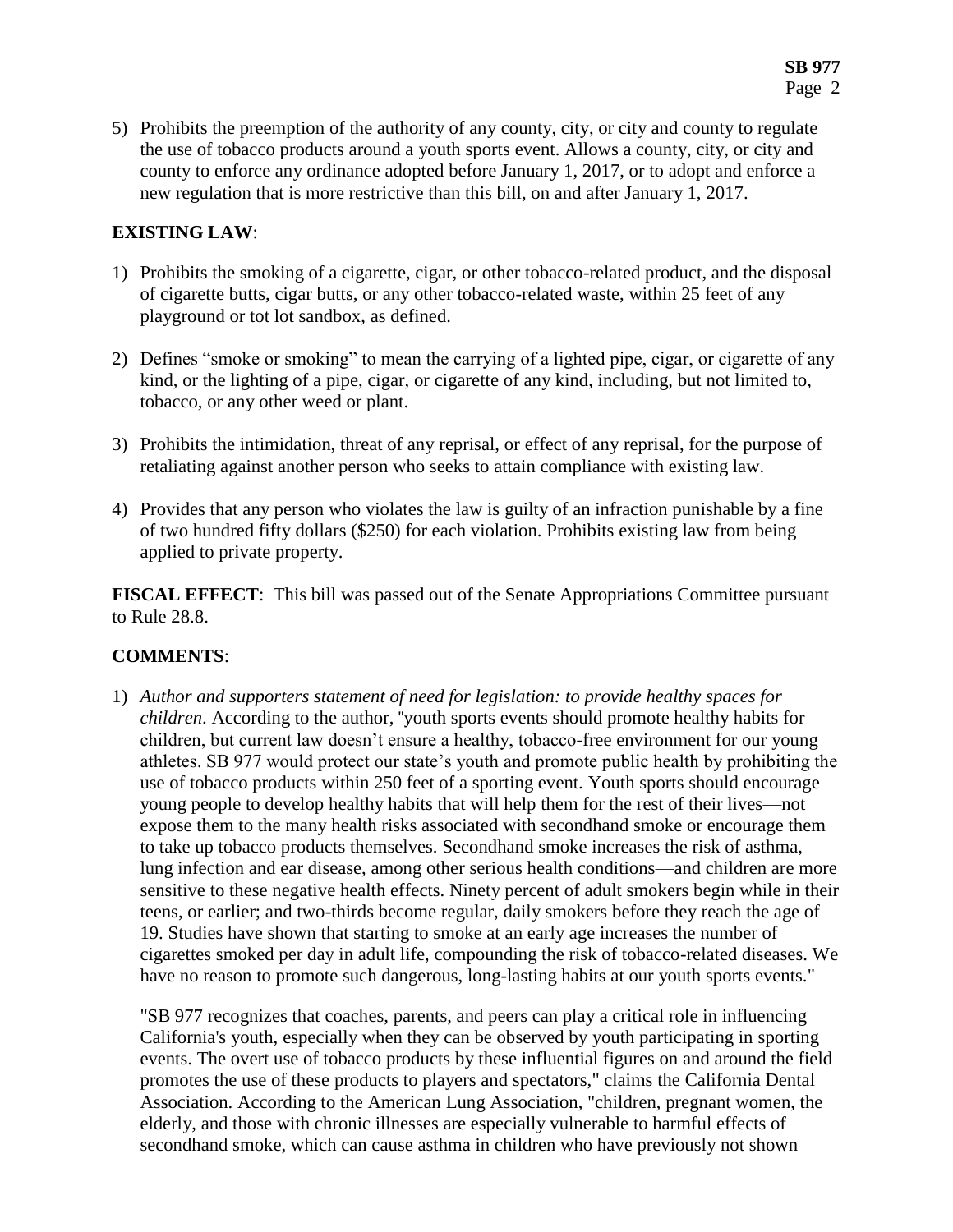5) Prohibits the preemption of the authority of any county, city, or city and county to regulate the use of tobacco products around a youth sports event. Allows a county, city, or city and county to enforce any ordinance adopted before January 1, 2017, or to adopt and enforce a new regulation that is more restrictive than this bill, on and after January 1, 2017.

**EXISTING LAW**:

1) Prohibits the smoking of a cigarette, cigar, or other tobacco-related product, and the disposal of cigarette butts, cigar butts, or any other tobacco-related waste, within 25 feet of any playground or tot lot sandbox, as defined.

2) Defines "smoke or smoking" to mean the carrying of a lighted pipe, cigar, or cigarette of any kind, or the lighting of a pipe, cigar, or cigarette of any kind, including, but not limited to, tobacco, or any other weed or plant.

3) Prohibits the intimidation, threat of any reprisal, or effect of any reprisal, for the purpose of retaliating against another person who seeks to attain compliance with existing law.

4) Provides that any person who violates the law is guilty of an infraction punishable by a fine of two hundred fifty dollars ($250) for each violation. Prohibits existing law from being applied to private property.

**FISCAL EFFECT**: This bill was passed out of the Senate Appropriations Committee pursuant to Rule 28.8.

**COMMENTS**:

1) *Author and supporters statement of need for legislation: to provide healthy spaces for children*. According to the author, "youth sports events should promote healthy habits for children, but current law doesn't ensure a healthy, tobacco-free environment for our young athletes. SB 977 would protect our state's youth and promote public health by prohibiting the use of tobacco products within 250 feet of a sporting event. Youth sports should encourage young people to develop healthy habits that will help them for the rest of their lives—not expose them to the many health risks associated with secondhand smoke or encourage them to take up tobacco products themselves. Secondhand smoke increases the risk of asthma, lung infection and ear disease, among other serious health conditions—and children are more sensitive to these negative health effects. Ninety percent of adult smokers begin while in their teens, or earlier; and two-thirds become regular, daily smokers before they reach the age of 19. Studies have shown that starting to smoke at an early age increases the number of cigarettes smoked per day in adult life, compounding the risk of tobacco-related diseases. We have no reason to promote such dangerous, long-lasting habits at our youth sports events."

   "SB 977 recognizes that coaches, parents, and peers can play a critical role in influencing California's youth, especially when they can be observed by youth participating in sporting events. The overt use of tobacco products by these influential figures on and around the field promotes the use of these products to players and spectators," claims the California Dental Association. According to the American Lung Association, "children, pregnant women, the elderly, and those with chronic illnesses are especially vulnerable to harmful effects of secondhand smoke, which can cause asthma in children who have previously not shown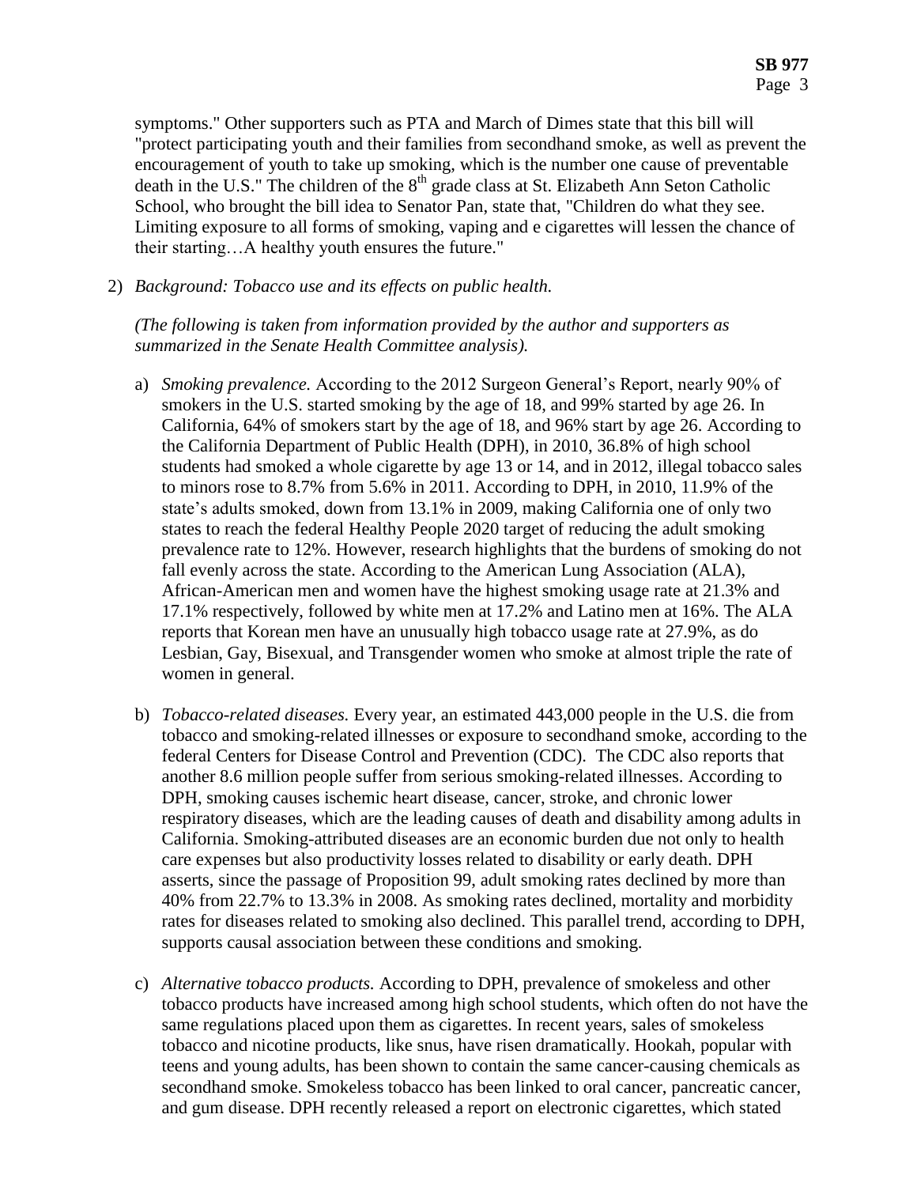symptoms." Other supporters such as PTA and March of Dimes state that this bill will "protect participating youth and their families from secondhand smoke, as well as prevent the encouragement of youth to take up smoking, which is the number one cause of preventable death in the U.S." The children of the 8th grade class at St. Elizabeth Ann Seton Catholic School, who brought the bill idea to Senator Pan, state that, "Children do what they see. Limiting exposure to all forms of smoking, vaping and e cigarettes will lessen the chance of their starting…A healthy youth ensures the future."

2) *Background: Tobacco use and its effects on public health.*

   *(The following is taken from information provided by the author and supporters as summarized in the Senate Health Committee analysis).*

   a) *Smoking prevalence.* According to the 2012 Surgeon General's Report, nearly 90% of smokers in the U.S. started smoking by the age of 18, and 99% started by age 26. In California, 64% of smokers start by the age of 18, and 96% start by age 26. According to the California Department of Public Health (DPH), in 2010, 36.8% of high school students had smoked a whole cigarette by age 13 or 14, and in 2012, illegal tobacco sales to minors rose to 8.7% from 5.6% in 2011. According to DPH, in 2010, 11.9% of the state's adults smoked, down from 13.1% in 2009, making California one of only two states to reach the federal Healthy People 2020 target of reducing the adult smoking prevalence rate to 12%. However, research highlights that the burdens of smoking do not fall evenly across the state. According to the American Lung Association (ALA), African-American men and women have the highest smoking usage rate at 21.3% and 17.1% respectively, followed by white men at 17.2% and Latino men at 16%. The ALA reports that Korean men have an unusually high tobacco usage rate at 27.9%, as do Lesbian, Gay, Bisexual, and Transgender women who smoke at almost triple the rate of women in general.

   b) *Tobacco-related diseases.* Every year, an estimated 443,000 people in the U.S. die from tobacco and smoking-related illnesses or exposure to secondhand smoke, according to the federal Centers for Disease Control and Prevention (CDC). The CDC also reports that another 8.6 million people suffer from serious smoking-related illnesses. According to DPH, smoking causes ischemic heart disease, cancer, stroke, and chronic lower respiratory diseases, which are the leading causes of death and disability among adults in California. Smoking-attributed diseases are an economic burden due not only to health care expenses but also productivity losses related to disability or early death. DPH asserts, since the passage of Proposition 99, adult smoking rates declined by more than 40% from 22.7% to 13.3% in 2008. As smoking rates declined, mortality and morbidity rates for diseases related to smoking also declined. This parallel trend, according to DPH, supports causal association between these conditions and smoking.

   c) *Alternative tobacco products.* According to DPH, prevalence of smokeless and other tobacco products have increased among high school students, which often do not have the same regulations placed upon them as cigarettes. In recent years, sales of smokeless tobacco and nicotine products, like snus, have risen dramatically. Hookah, popular with teens and young adults, has been shown to contain the same cancer-causing chemicals as secondhand smoke. Smokeless tobacco has been linked to oral cancer, pancreatic cancer, and gum disease. DPH recently released a report on electronic cigarettes, which stated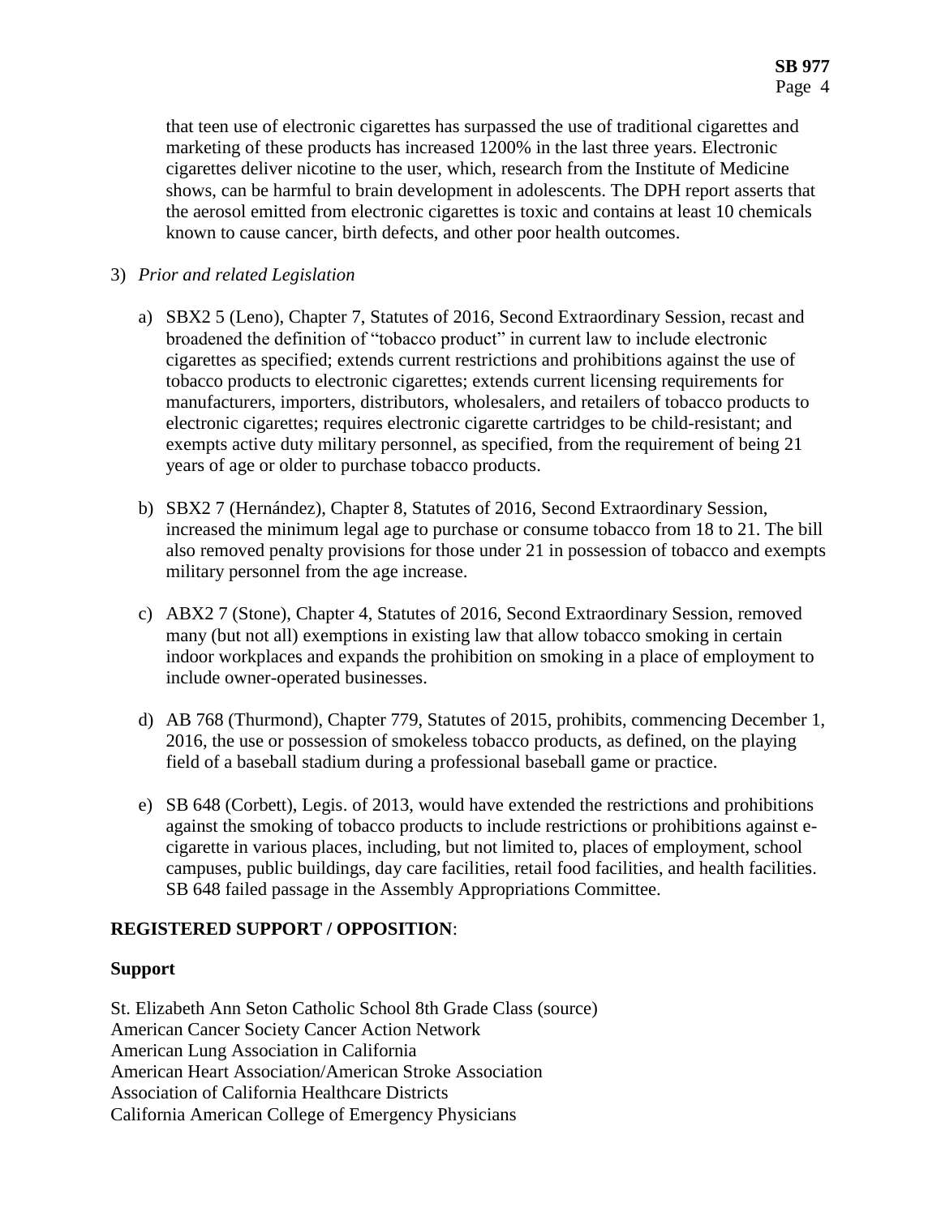that teen use of electronic cigarettes has surpassed the use of traditional cigarettes and marketing of these products has increased 1200% in the last three years. Electronic cigarettes deliver nicotine to the user, which, research from the Institute of Medicine shows, can be harmful to brain development in adolescents. The DPH report asserts that the aerosol emitted from electronic cigarettes is toxic and contains at least 10 chemicals known to cause cancer, birth defects, and other poor health outcomes.

3) *Prior and related Legislation*

   a) SBX2 5 (Leno), Chapter 7, Statutes of 2016, Second Extraordinary Session, recast and broadened the definition of "tobacco product" in current law to include electronic cigarettes as specified; extends current restrictions and prohibitions against the use of tobacco products to electronic cigarettes; extends current licensing requirements for manufacturers, importers, distributors, wholesalers, and retailers of tobacco products to electronic cigarettes; requires electronic cigarette cartridges to be child-resistant; and exempts active duty military personnel, as specified, from the requirement of being 21 years of age or older to purchase tobacco products.

   b) SBX2 7 (Hernández), Chapter 8, Statutes of 2016, Second Extraordinary Session, increased the minimum legal age to purchase or consume tobacco from 18 to 21. The bill also removed penalty provisions for those under 21 in possession of tobacco and exempts military personnel from the age increase.

   c) ABX2 7 (Stone), Chapter 4, Statutes of 2016, Second Extraordinary Session, removed many (but not all) exemptions in existing law that allow tobacco smoking in certain indoor workplaces and expands the prohibition on smoking in a place of employment to include owner-operated businesses.

   d) AB 768 (Thurmond), Chapter 779, Statutes of 2015, prohibits, commencing December 1, 2016, the use or possession of smokeless tobacco products, as defined, on the playing field of a baseball stadium during a professional baseball game or practice.

   e) SB 648 (Corbett), Legis. of 2013, would have extended the restrictions and prohibitions against the smoking of tobacco products to include restrictions or prohibitions against e-cigarette in various places, including, but not limited to, places of employment, school campuses, public buildings, day care facilities, retail food facilities, and health facilities. SB 648 failed passage in the Assembly Appropriations Committee.

**REGISTERED SUPPORT / OPPOSITION**:

**Support**

St. Elizabeth Ann Seton Catholic School 8th Grade Class (source)
American Cancer Society Cancer Action Network
American Lung Association in California
American Heart Association/American Stroke Association
Association of California Healthcare Districts
California American College of Emergency Physicians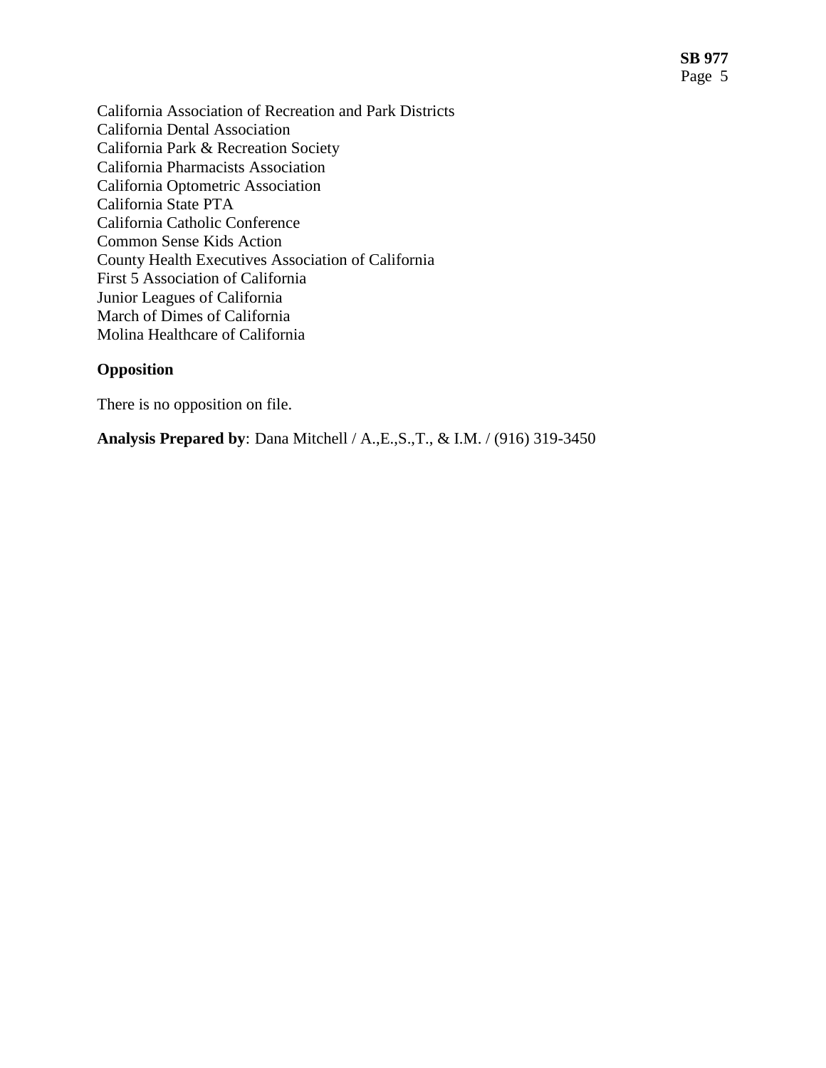California Association of Recreation and Park Districts
California Dental Association
California Park & Recreation Society
California Pharmacists Association
California Optometric Association
California State PTA
California Catholic Conference
Common Sense Kids Action
County Health Executives Association of California
First 5 Association of California
Junior Leagues of California
March of Dimes of California
Molina Healthcare of California

**Opposition**

There is no opposition on file.

**Analysis Prepared by**: Dana Mitchell / A.,E.,S.,T., & I.M. / (916) 319-3450